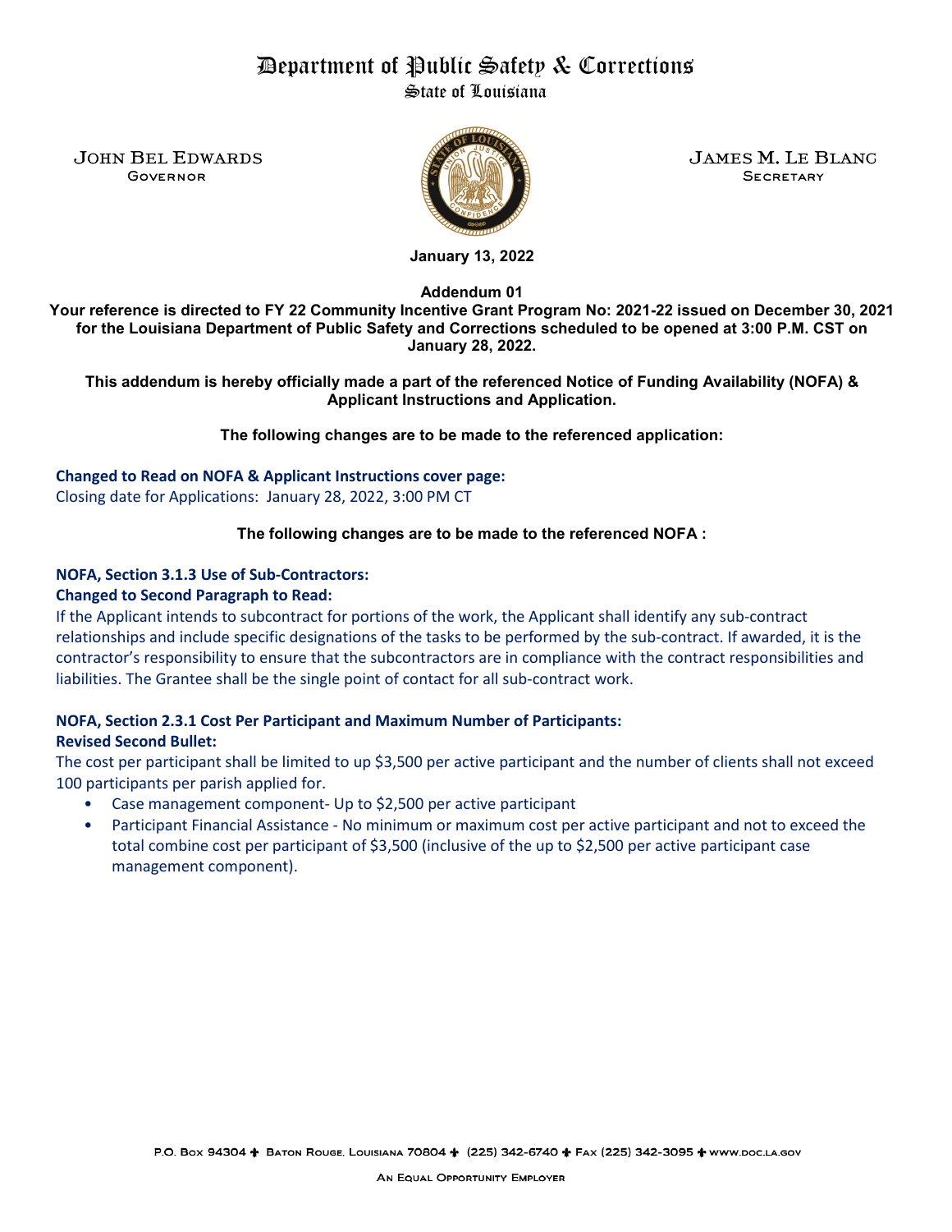# Department of Public Safety & Corrections
State of Louisiana

JOHN BEL EDWARDS
GOVERNOR

JAMES M. LE BLANC
SECRETARY

**January 13, 2022**

**Addendum 01**

**Your reference is directed to FY 22 Community Incentive Grant Program No: 2021-22 issued on December 30, 2021 for the Louisiana Department of Public Safety and Corrections scheduled to be opened at 3:00 P.M. CST on January 28, 2022.**

**This addendum is hereby officially made a part of the referenced Notice of Funding Availability (NOFA) & Applicant Instructions and Application.**

**The following changes are to be made to the referenced application:**

**Changed to Read on NOFA & Applicant Instructions cover page:**
Closing date for Applications: January 28, 2022, 3:00 PM CT

**The following changes are to be made to the referenced NOFA :**

**NOFA, Section 3.1.3 Use of Sub-Contractors:**
**Changed to Second Paragraph to Read:**
If the Applicant intends to subcontract for portions of the work, the Applicant shall identify any sub-contract relationships and include specific designations of the tasks to be performed by the sub-contract. If awarded, it is the contractor's responsibility to ensure that the subcontractors are in compliance with the contract responsibilities and liabilities. The Grantee shall be the single point of contact for all sub-contract work.

**NOFA, Section 2.3.1 Cost Per Participant and Maximum Number of Participants:**
**Revised Second Bullet:**
The cost per participant shall be limited to up $3,500 per active participant and the number of clients shall not exceed 100 participants per parish applied for.

- Case management component- Up to $2,500 per active participant
- Participant Financial Assistance - No minimum or maximum cost per active participant and not to exceed the total combine cost per participant of $3,500 (inclusive of the up to $2,500 per active participant case management component).

P.O. Box 94304 ✚ Baton Rouge, Louisiana 70804 ✚ (225) 342-6740 ✚ Fax (225) 342-3095 ✚ www.doc.la.gov

An Equal Opportunity Employer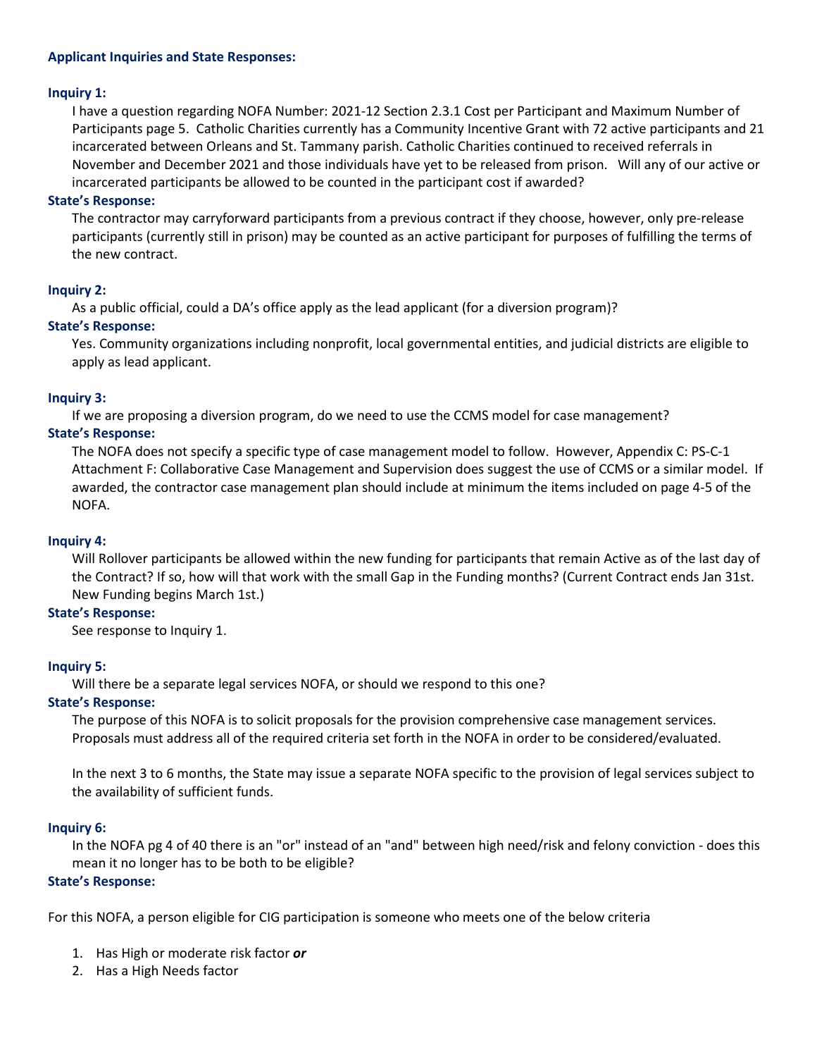**Applicant Inquiries and State Responses:**

**Inquiry 1:**

I have a question regarding NOFA Number: 2021-12 Section 2.3.1 Cost per Participant and Maximum Number of Participants page 5. Catholic Charities currently has a Community Incentive Grant with 72 active participants and 21 incarcerated between Orleans and St. Tammany parish. Catholic Charities continued to received referrals in November and December 2021 and those individuals have yet to be released from prison. Will any of our active or incarcerated participants be allowed to be counted in the participant cost if awarded?

**State's Response:**

The contractor may carryforward participants from a previous contract if they choose, however, only pre-release participants (currently still in prison) may be counted as an active participant for purposes of fulfilling the terms of the new contract.

**Inquiry 2:**

As a public official, could a DA's office apply as the lead applicant (for a diversion program)?

**State's Response:**

Yes. Community organizations including nonprofit, local governmental entities, and judicial districts are eligible to apply as lead applicant.

**Inquiry 3:**

If we are proposing a diversion program, do we need to use the CCMS model for case management?

**State's Response:**

The NOFA does not specify a specific type of case management model to follow. However, Appendix C: PS-C-1 Attachment F: Collaborative Case Management and Supervision does suggest the use of CCMS or a similar model. If awarded, the contractor case management plan should include at minimum the items included on page 4-5 of the NOFA.

**Inquiry 4:**

Will Rollover participants be allowed within the new funding for participants that remain Active as of the last day of the Contract? If so, how will that work with the small Gap in the Funding months? (Current Contract ends Jan 31st. New Funding begins March 1st.)

**State's Response:**

See response to Inquiry 1.

**Inquiry 5:**

Will there be a separate legal services NOFA, or should we respond to this one?

**State's Response:**

The purpose of this NOFA is to solicit proposals for the provision comprehensive case management services. Proposals must address all of the required criteria set forth in the NOFA in order to be considered/evaluated.

In the next 3 to 6 months, the State may issue a separate NOFA specific to the provision of legal services subject to the availability of sufficient funds.

**Inquiry 6:**

In the NOFA pg 4 of 40 there is an "or" instead of an "and" between high need/risk and felony conviction - does this mean it no longer has to be both to be eligible?

**State's Response:**

For this NOFA, a person eligible for CIG participation is someone who meets one of the below criteria

1. Has High or moderate risk factor ***or***
2. Has a High Needs factor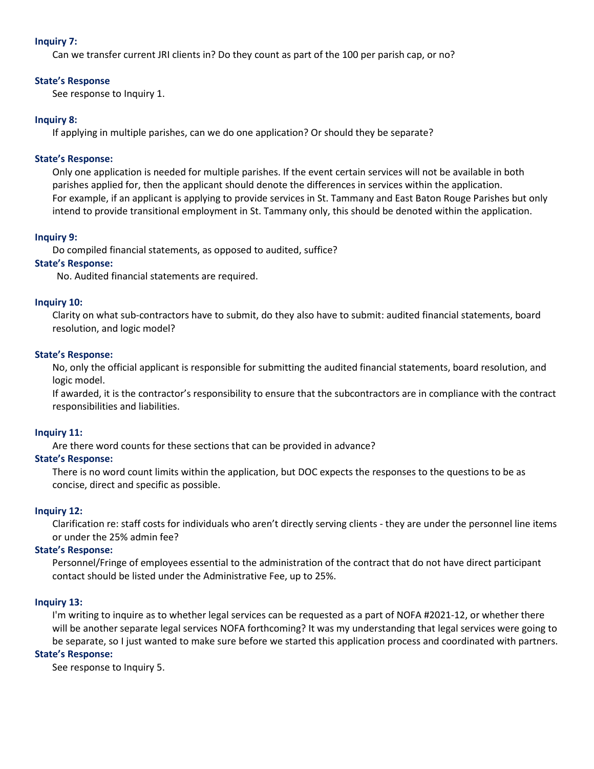**Inquiry 7:**

Can we transfer current JRI clients in? Do they count as part of the 100 per parish cap, or no?

**State's Response**

See response to Inquiry 1.

**Inquiry 8:**

If applying in multiple parishes, can we do one application? Or should they be separate?

**State's Response:**

Only one application is needed for multiple parishes. If the event certain services will not be available in both parishes applied for, then the applicant should denote the differences in services within the application.
For example, if an applicant is applying to provide services in St. Tammany and East Baton Rouge Parishes but only intend to provide transitional employment in St. Tammany only, this should be denoted within the application.

**Inquiry 9:**

Do compiled financial statements, as opposed to audited, suffice?

**State's Response:**

No. Audited financial statements are required.

**Inquiry 10:**

Clarity on what sub-contractors have to submit, do they also have to submit: audited financial statements, board resolution, and logic model?

**State's Response:**

No, only the official applicant is responsible for submitting the audited financial statements, board resolution, and logic model.
If awarded, it is the contractor's responsibility to ensure that the subcontractors are in compliance with the contract responsibilities and liabilities.

**Inquiry 11:**

Are there word counts for these sections that can be provided in advance?

**State's Response:**

There is no word count limits within the application, but DOC expects the responses to the questions to be as concise, direct and specific as possible.

**Inquiry 12:**

Clarification re: staff costs for individuals who aren't directly serving clients - they are under the personnel line items or under the 25% admin fee?

**State's Response:**

Personnel/Fringe of employees essential to the administration of the contract that do not have direct participant contact should be listed under the Administrative Fee, up to 25%.

**Inquiry 13:**

I'm writing to inquire as to whether legal services can be requested as a part of NOFA #2021-12, or whether there will be another separate legal services NOFA forthcoming? It was my understanding that legal services were going to be separate, so I just wanted to make sure before we started this application process and coordinated with partners.

**State's Response:**

See response to Inquiry 5.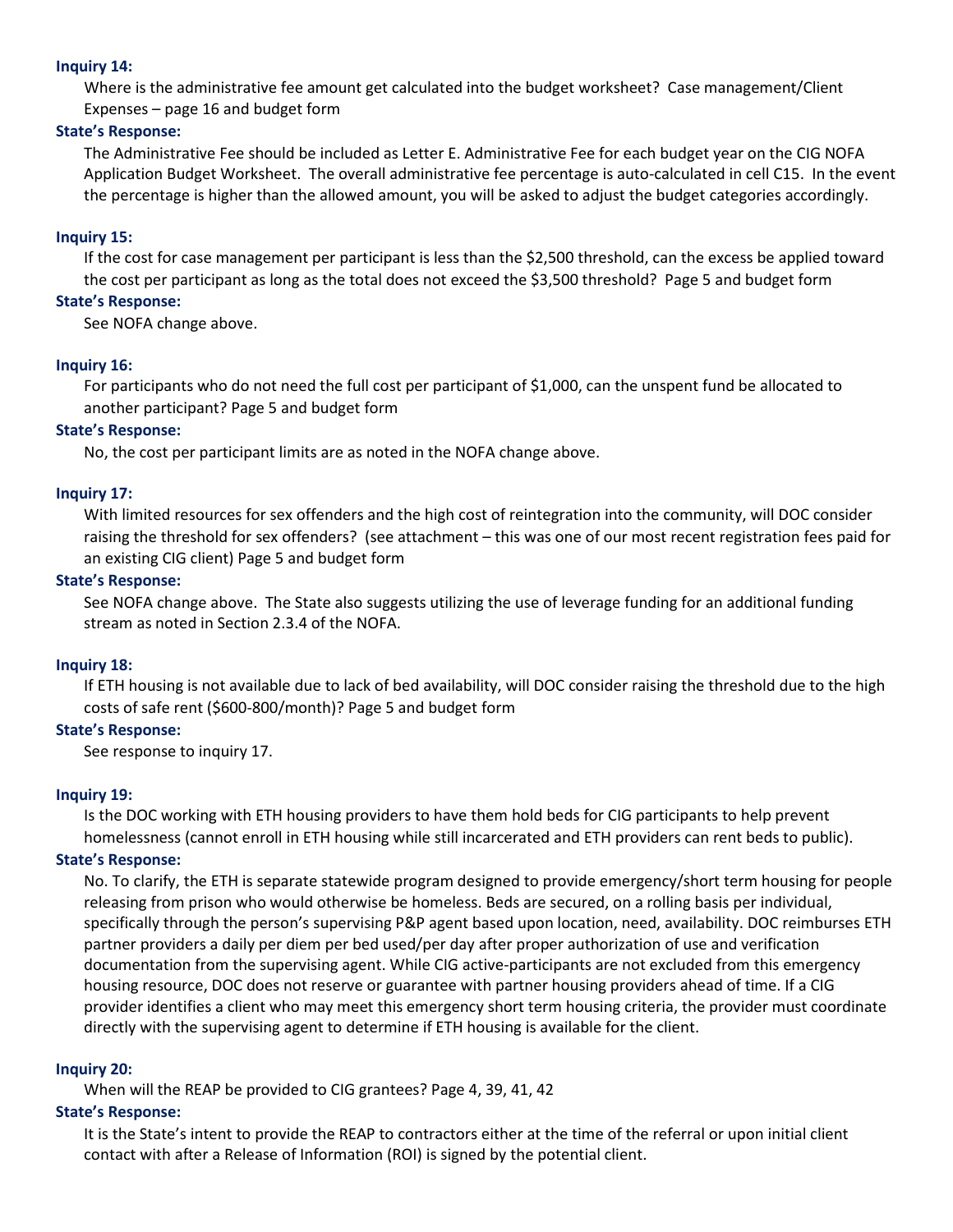**Inquiry 14:**

Where is the administrative fee amount get calculated into the budget worksheet? Case management/Client Expenses – page 16 and budget form

**State's Response:**

The Administrative Fee should be included as Letter E. Administrative Fee for each budget year on the CIG NOFA Application Budget Worksheet. The overall administrative fee percentage is auto-calculated in cell C15. In the event the percentage is higher than the allowed amount, you will be asked to adjust the budget categories accordingly.

**Inquiry 15:**

If the cost for case management per participant is less than the $2,500 threshold, can the excess be applied toward the cost per participant as long as the total does not exceed the $3,500 threshold? Page 5 and budget form

**State's Response:**

See NOFA change above.

**Inquiry 16:**

For participants who do not need the full cost per participant of $1,000, can the unspent fund be allocated to another participant? Page 5 and budget form

**State's Response:**

No, the cost per participant limits are as noted in the NOFA change above.

**Inquiry 17:**

With limited resources for sex offenders and the high cost of reintegration into the community, will DOC consider raising the threshold for sex offenders? (see attachment – this was one of our most recent registration fees paid for an existing CIG client) Page 5 and budget form

**State's Response:**

See NOFA change above. The State also suggests utilizing the use of leverage funding for an additional funding stream as noted in Section 2.3.4 of the NOFA.

**Inquiry 18:**

If ETH housing is not available due to lack of bed availability, will DOC consider raising the threshold due to the high costs of safe rent ($600-800/month)? Page 5 and budget form

**State's Response:**

See response to inquiry 17.

**Inquiry 19:**

Is the DOC working with ETH housing providers to have them hold beds for CIG participants to help prevent homelessness (cannot enroll in ETH housing while still incarcerated and ETH providers can rent beds to public).

**State's Response:**

No. To clarify, the ETH is separate statewide program designed to provide emergency/short term housing for people releasing from prison who would otherwise be homeless. Beds are secured, on a rolling basis per individual, specifically through the person's supervising P&P agent based upon location, need, availability. DOC reimburses ETH partner providers a daily per diem per bed used/per day after proper authorization of use and verification documentation from the supervising agent. While CIG active-participants are not excluded from this emergency housing resource, DOC does not reserve or guarantee with partner housing providers ahead of time. If a CIG provider identifies a client who may meet this emergency short term housing criteria, the provider must coordinate directly with the supervising agent to determine if ETH housing is available for the client.

**Inquiry 20:**

When will the REAP be provided to CIG grantees? Page 4, 39, 41, 42

**State's Response:**

It is the State's intent to provide the REAP to contractors either at the time of the referral or upon initial client contact with after a Release of Information (ROI) is signed by the potential client.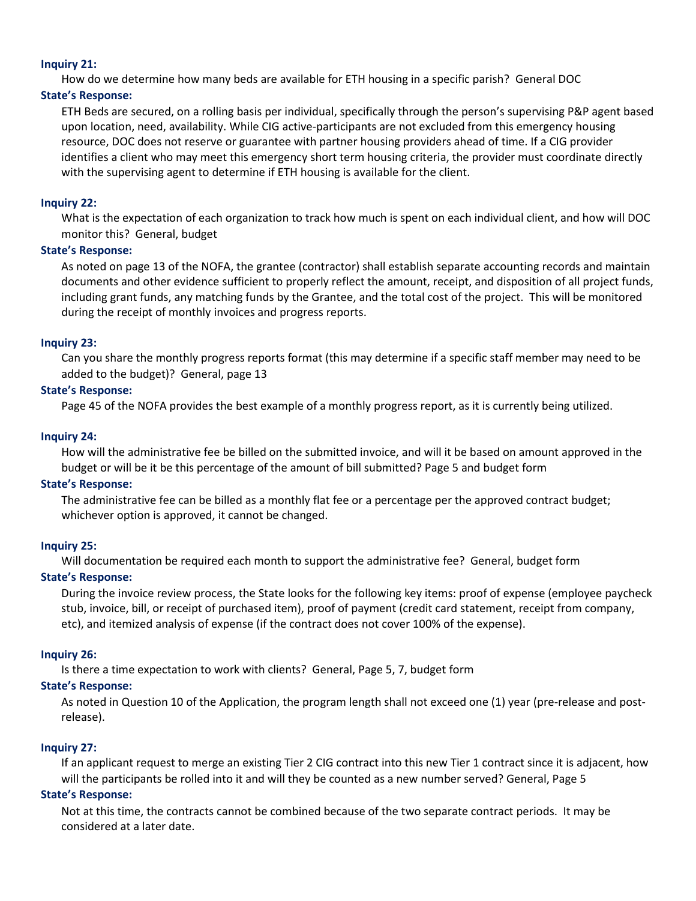**Inquiry 21:**

How do we determine how many beds are available for ETH housing in a specific parish? General DOC

**State's Response:**

ETH Beds are secured, on a rolling basis per individual, specifically through the person's supervising P&P agent based upon location, need, availability. While CIG active-participants are not excluded from this emergency housing resource, DOC does not reserve or guarantee with partner housing providers ahead of time. If a CIG provider identifies a client who may meet this emergency short term housing criteria, the provider must coordinate directly with the supervising agent to determine if ETH housing is available for the client.

**Inquiry 22:**

What is the expectation of each organization to track how much is spent on each individual client, and how will DOC monitor this? General, budget

**State's Response:**

As noted on page 13 of the NOFA, the grantee (contractor) shall establish separate accounting records and maintain documents and other evidence sufficient to properly reflect the amount, receipt, and disposition of all project funds, including grant funds, any matching funds by the Grantee, and the total cost of the project. This will be monitored during the receipt of monthly invoices and progress reports.

**Inquiry 23:**

Can you share the monthly progress reports format (this may determine if a specific staff member may need to be added to the budget)? General, page 13

**State's Response:**

Page 45 of the NOFA provides the best example of a monthly progress report, as it is currently being utilized.

**Inquiry 24:**

How will the administrative fee be billed on the submitted invoice, and will it be based on amount approved in the budget or will be it be this percentage of the amount of bill submitted? Page 5 and budget form

**State's Response:**

The administrative fee can be billed as a monthly flat fee or a percentage per the approved contract budget; whichever option is approved, it cannot be changed.

**Inquiry 25:**

Will documentation be required each month to support the administrative fee? General, budget form

**State's Response:**

During the invoice review process, the State looks for the following key items: proof of expense (employee paycheck stub, invoice, bill, or receipt of purchased item), proof of payment (credit card statement, receipt from company, etc), and itemized analysis of expense (if the contract does not cover 100% of the expense).

**Inquiry 26:**

Is there a time expectation to work with clients? General, Page 5, 7, budget form

**State's Response:**

As noted in Question 10 of the Application, the program length shall not exceed one (1) year (pre-release and post-release).

**Inquiry 27:**

If an applicant request to merge an existing Tier 2 CIG contract into this new Tier 1 contract since it is adjacent, how will the participants be rolled into it and will they be counted as a new number served? General, Page 5

**State's Response:**

Not at this time, the contracts cannot be combined because of the two separate contract periods. It may be considered at a later date.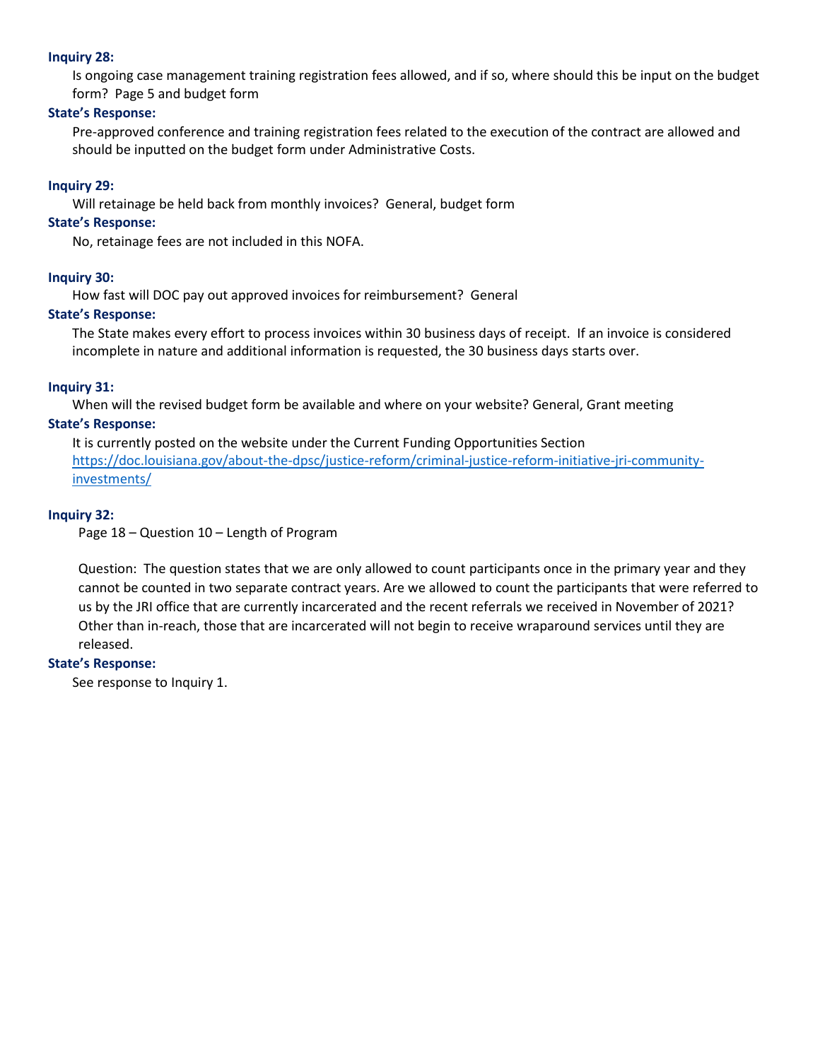**Inquiry 28:**

Is ongoing case management training registration fees allowed, and if so, where should this be input on the budget form? Page 5 and budget form

**State's Response:**

Pre-approved conference and training registration fees related to the execution of the contract are allowed and should be inputted on the budget form under Administrative Costs.

**Inquiry 29:**

Will retainage be held back from monthly invoices? General, budget form

**State's Response:**

No, retainage fees are not included in this NOFA.

**Inquiry 30:**

How fast will DOC pay out approved invoices for reimbursement? General

**State's Response:**

The State makes every effort to process invoices within 30 business days of receipt. If an invoice is considered incomplete in nature and additional information is requested, the 30 business days starts over.

**Inquiry 31:**

When will the revised budget form be available and where on your website? General, Grant meeting

**State's Response:**

It is currently posted on the website under the Current Funding Opportunities Section
https://doc.louisiana.gov/about-the-dpsc/justice-reform/criminal-justice-reform-initiative-jri-community-investments/

**Inquiry 32:**

Page 18 – Question 10 – Length of Program

Question: The question states that we are only allowed to count participants once in the primary year and they cannot be counted in two separate contract years. Are we allowed to count the participants that were referred to us by the JRI office that are currently incarcerated and the recent referrals we received in November of 2021? Other than in-reach, those that are incarcerated will not begin to receive wraparound services until they are released.

**State's Response:**

See response to Inquiry 1.